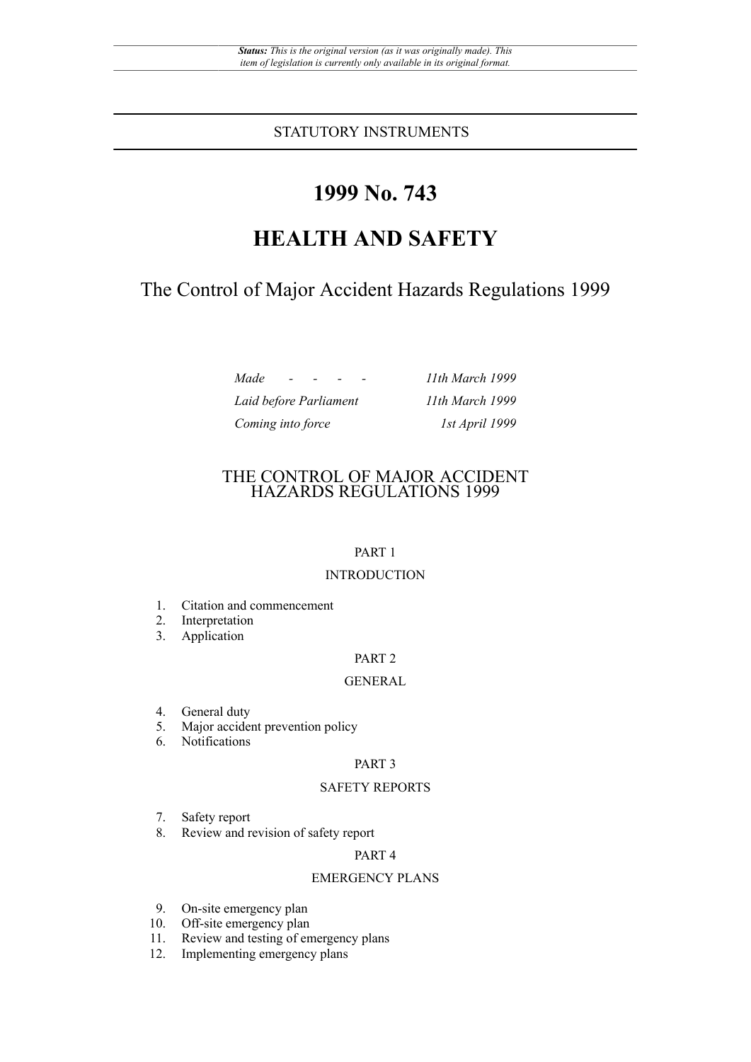*Status: This is the original version (as it was originally made). This item of legislation is currently only available in its original format.*

STATUSTORY INSTRUMENTS

# 1999 No. 743

# HEALTH AND SAFETY

## The Control of Major Accident Hazards Regulations 1999

| | |
|---|---|
| *Made - - - -* | *11th March 1999* |
| *Laid before Parliament* | *11th March 1999* |
| *Coming into force* | *1st April 1999* |

## THE CONTROL OF MAJOR ACCIDENT HAZARDS REGULATIONS 1999

PART 1

INTRODUCTION

1. Citation and commencement
2. Interpretation
3. Application

PART 2

GENERAL

4. General duty
5. Major accident prevention policy
6. Notifications

PART 3

SAFETY REPORTS

7. Safety report
8. Review and revision of safety report

PART 4

EMERGENCY PLANS

9. On-site emergency plan
10. Off-site emergency plan
11. Review and testing of emergency plans
12. Implementing emergency plans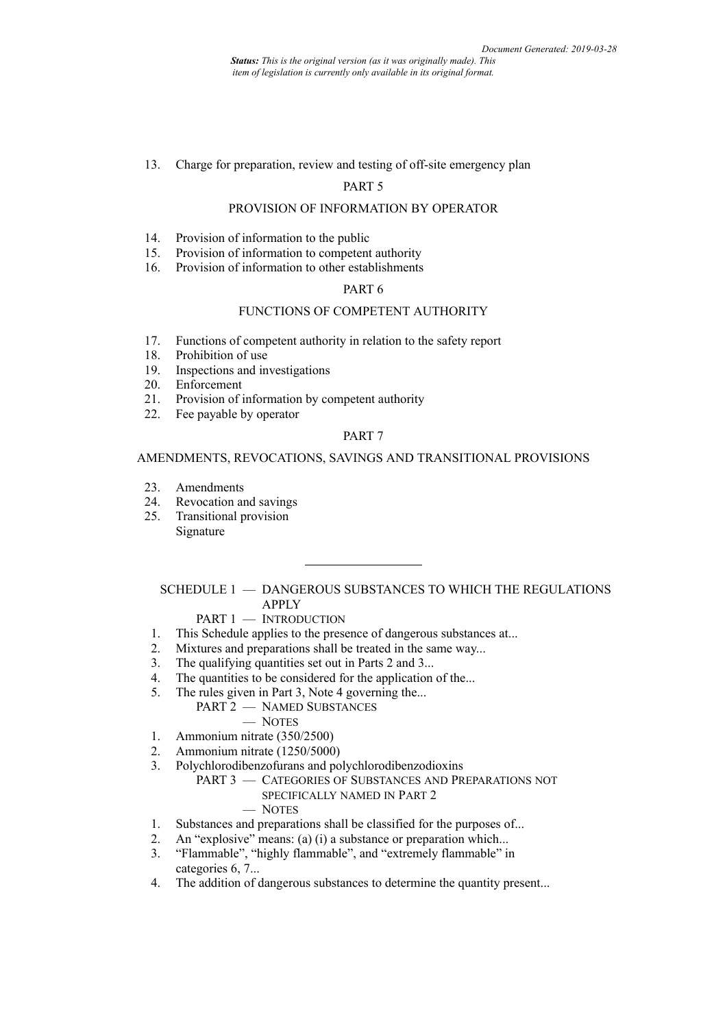13. Charge for preparation, review and testing of off-site emergency plan

PART 5

PROVISION OF INFORMATION BY OPERATOR

14. Provision of information to the public
15. Provision of information to competent authority
16. Provision of information to other establishments

PART 6

FUNCTIONS OF COMPETENT AUTHORITY

17. Functions of competent authority in relation to the safety report
18. Prohibition of use
19. Inspections and investigations
20. Enforcement
21. Provision of information by competent authority
22. Fee payable by operator

PART 7

AMENDMENTS, REVOCATIONS, SAVINGS AND TRANSITIONAL PROVISIONS

23. Amendments
24. Revocation and savings
25. Transitional provision

Signature

---

SCHEDULE 1 — DANGEROUS SUBSTANCES TO WHICH THE REGULATIONS APPLY

PART 1 — INTRODUCTION

1. This Schedule applies to the presence of dangerous substances at...
2. Mixtures and preparations shall be treated in the same way...
3. The qualifying quantities set out in Parts 2 and 3...
4. The quantities to be considered for the application of the...
5. The rules given in Part 3, Note 4 governing the...

PART 2 — NAMED SUBSTANCES

— NOTES

1. Ammonium nitrate (350/2500)
2. Ammonium nitrate (1250/5000)
3. Polychlorodibenzofurans and polychlorodibenzodioxins

PART 3 — CATEGORIES OF SUBSTANCES AND PREPARATIONS NOT SPECIFICALLY NAMED IN PART 2

— NOTES

1. Substances and preparations shall be classified for the purposes of...
2. An "explosive" means: (a) (i) a substance or preparation which...
3. "Flammable", "highly flammable", and "extremely flammable" in categories 6, 7...
4. The addition of dangerous substances to determine the quantity present...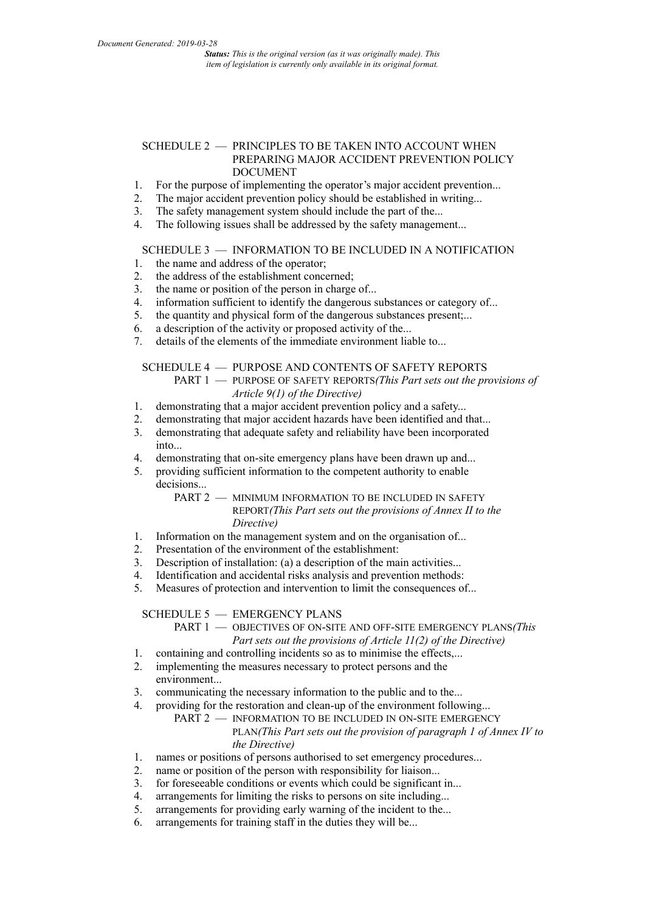## SCHEDULE 2 — PRINCIPLES TO BE TAKEN INTO ACCOUNT WHEN PREPARING MAJOR ACCIDENT PREVENTION POLICY DOCUMENT

1. For the purpose of implementing the operator's major accident prevention...
2. The major accident prevention policy should be established in writing...
3. The safety management system should include the part of the...
4. The following issues shall be addressed by the safety management...

## SCHEDULE 3 — INFORMATION TO BE INCLUDED IN A NOTIFICATION

1. the name and address of the operator;
2. the address of the establishment concerned;
3. the name or position of the person in charge of...
4. information sufficient to identify the dangerous substances or category of...
5. the quantity and physical form of the dangerous substances present;...
6. a description of the activity or proposed activity of the...
7. details of the elements of the immediate environment liable to...

## SCHEDULE 4 — PURPOSE AND CONTENTS OF SAFETY REPORTS

### PART 1 — PURPOSE OF SAFETY REPORTS *(This Part sets out the provisions of Article 9(1) of the Directive)*

1. demonstrating that a major accident prevention policy and a safety...
2. demonstrating that major accident hazards have been identified and that...
3. demonstrating that adequate safety and reliability have been incorporated into...
4. demonstrating that on-site emergency plans have been drawn up and...
5. providing sufficient information to the competent authority to enable decisions...

### PART 2 — MINIMUM INFORMATION TO BE INCLUDED IN SAFETY REPORT *(This Part sets out the provisions of Annex II to the Directive)*

1. Information on the management system and on the organisation of...
2. Presentation of the environment of the establishment:
3. Description of installation: (a) a description of the main activities...
4. Identification and accidental risks analysis and prevention methods:
5. Measures of protection and intervention to limit the consequences of...

## SCHEDULE 5 — EMERGENCY PLANS

### PART 1 — OBJECTIVES OF ON-SITE AND OFF-SITE EMERGENCY PLANS *(This Part sets out the provisions of Article 11(2) of the Directive)*

1. containing and controlling incidents so as to minimise the effects,...
2. implementing the measures necessary to protect persons and the environment...
3. communicating the necessary information to the public and to the...
4. providing for the restoration and clean-up of the environment following...

### PART 2 — INFORMATION TO BE INCLUDED IN ON-SITE EMERGENCY PLAN *(This Part sets out the provision of paragraph 1 of Annex IV to the Directive)*

1. names or positions of persons authorised to set emergency procedures...
2. name or position of the person with responsibility for liaison...
3. for foreseeable conditions or events which could be significant in...
4. arrangements for limiting the risks to persons on site including...
5. arrangements for providing early warning of the incident to the...
6. arrangements for training staff in the duties they will be...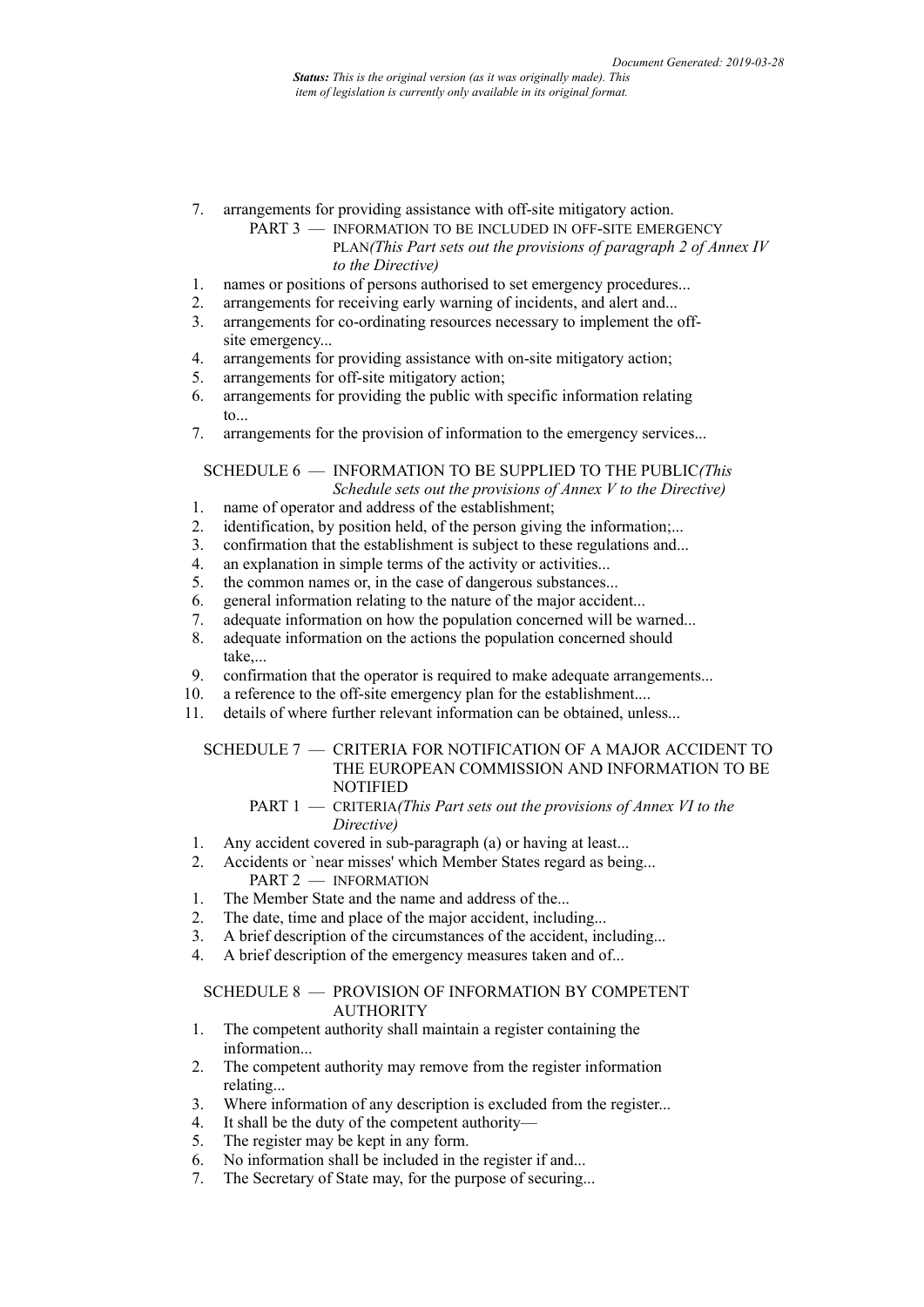7. arrangements for providing assistance with off-site mitigatory action.

### PART 3 — INFORMATION TO BE INCLUDED IN OFF-SITE EMERGENCY PLAN*(This Part sets out the provisions of paragraph 2 of Annex IV to the Directive)*

1. names or positions of persons authorised to set emergency procedures...
2. arrangements for receiving early warning of incidents, and alert and...
3. arrangements for co-ordinating resources necessary to implement the off-site emergency...
4. arrangements for providing assistance with on-site mitigatory action;
5. arrangements for off-site mitigatory action;
6. arrangements for providing the public with specific information relating to...
7. arrangements for the provision of information to the emergency services...

## SCHEDULE 6 — INFORMATION TO BE SUPPLIED TO THE PUBLIC*(This Schedule sets out the provisions of Annex V to the Directive)*

1. name of operator and address of the establishment;
2. identification, by position held, of the person giving the information;...
3. confirmation that the establishment is subject to these regulations and...
4. an explanation in simple terms of the activity or activities...
5. the common names or, in the case of dangerous substances...
6. general information relating to the nature of the major accident...
7. adequate information on how the population concerned will be warned...
8. adequate information on the actions the population concerned should take,...
9. confirmation that the operator is required to make adequate arrangements...
10. a reference to the off-site emergency plan for the establishment....
11. details of where further relevant information can be obtained, unless...

## SCHEDULE 7 — CRITERIA FOR NOTIFICATION OF A MAJOR ACCIDENT TO THE EUROPEAN COMMISSION AND INFORMATION TO BE NOTIFIED

### PART 1 — CRITERIA*(This Part sets out the provisions of Annex VI to the Directive)*

1. Any accident covered in sub-paragraph (a) or having at least...
2. Accidents or `near misses' which Member States regard as being...

### PART 2 — INFORMATION

1. The Member State and the name and address of the...
2. The date, time and place of the major accident, including...
3. A brief description of the circumstances of the accident, including...
4. A brief description of the emergency measures taken and of...

## SCHEDULE 8 — PROVISION OF INFORMATION BY COMPETENT AUTHORITY

1. The competent authority shall maintain a register containing the information...
2. The competent authority may remove from the register information relating...
3. Where information of any description is excluded from the register...
4. It shall be the duty of the competent authority—
5. The register may be kept in any form.
6. No information shall be included in the register if and...
7. The Secretary of State may, for the purpose of securing...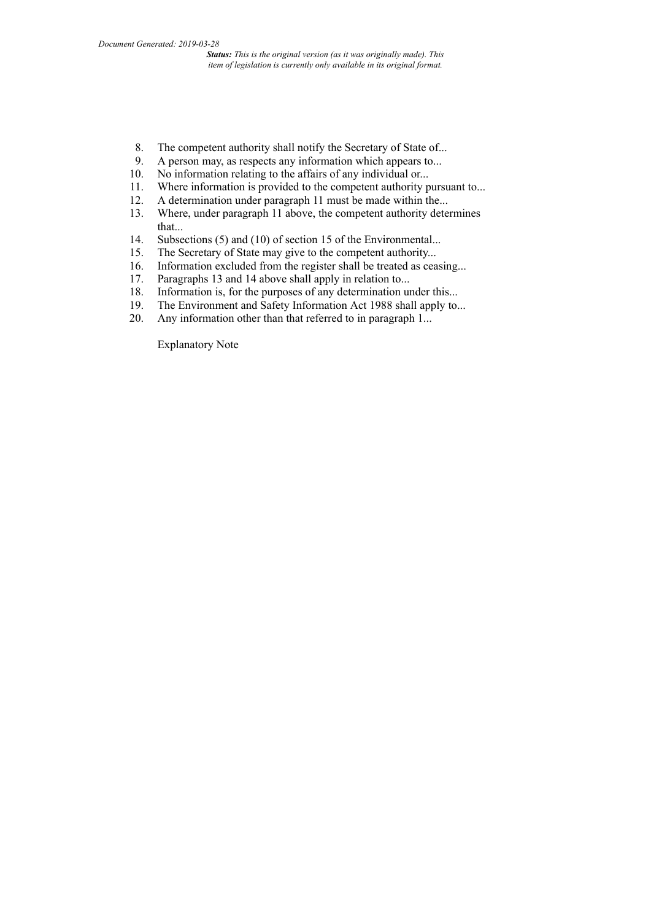8. The competent authority shall notify the Secretary of State of...
9. A person may, as respects any information which appears to...
10. No information relating to the affairs of any individual or...
11. Where information is provided to the competent authority pursuant to...
12. A determination under paragraph 11 must be made within the...
13. Where, under paragraph 11 above, the competent authority determines that...
14. Subsections (5) and (10) of section 15 of the Environmental...
15. The Secretary of State may give to the competent authority...
16. Information excluded from the register shall be treated as ceasing...
17. Paragraphs 13 and 14 above shall apply in relation to...
18. Information is, for the purposes of any determination under this...
19. The Environment and Safety Information Act 1988 shall apply to...
20. Any information other than that referred to in paragraph 1...

Explanatory Note